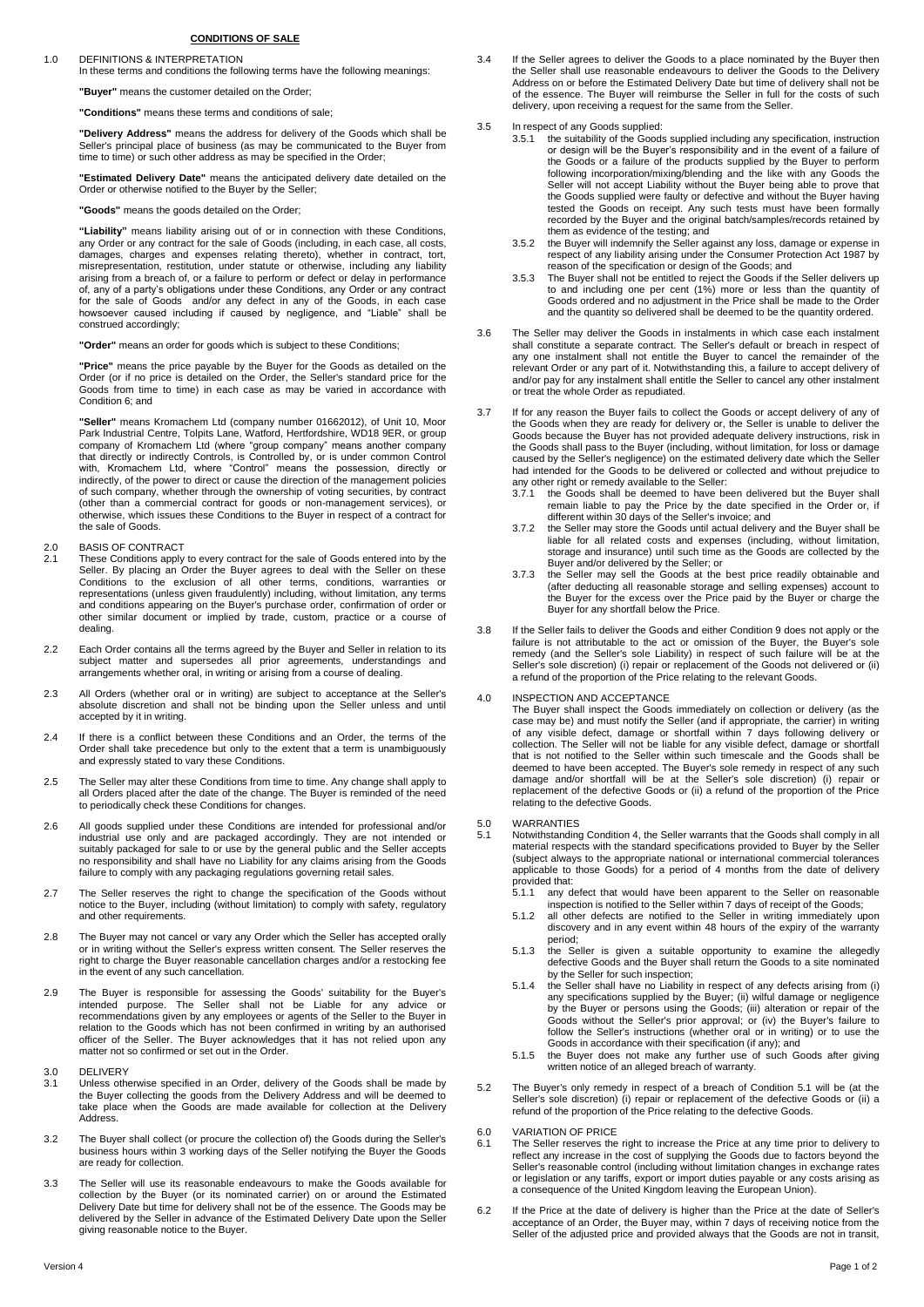# CONDITIONS OF SALE

## 1.0 DEFINITIONS & INTERPRETATION

In these terms and conditions the following terms have the following meanings:

**"Buyer"** means the customer detailed on the Order;

**"Conditions"** means these terms and conditions of sale;

**"Delivery Address"** means the address for delivery of the Goods which shall be Seller's principal place of business (as may be communicated to the Buyer from time to time) or such other address as may be specified in the Order;

**"Estimated Delivery Date"** means the anticipated delivery date detailed on the Order or otherwise notified to the Buyer by the Seller;

**"Goods"** means the goods detailed on the Order;

**"Liability"** means liability arising out of or in connection with these Conditions, any Order or any contract for the sale of Goods (including, in each case, all costs, damages, charges and expenses relating thereto), whether in contract, tort, misrepresentation, restitution, under statute or otherwise, including any liability arising from a breach of, or a failure to perform or defect or delay in performance of, any of a party's obligations under these Conditions, any Order or any contract for the sale of Goods and/or any defect in any of the Goods, in each case howsoever caused including if caused by negligence, and "Liable" shall be construed accordingly;

**"Order"** means an order for goods which is subject to these Conditions;

**"Price"** means the price payable by the Buyer for the Goods as detailed on the Order (or if no price is detailed on the Order, the Seller's standard price for the Goods from time to time) in each case as may be varied in accordance with Condition 6; and

**"Seller"** means Kromachem Ltd (company number 01662012), of Unit 10, Moor Park Industrial Centre, Tolpits Lane, Watford, Hertfordshire, WD18 9ER, or group company of Kromachem Ltd (where "group company" means another company that directly or indirectly Controls, is Controlled by, or is under common Control with, Kromachem Ltd, where "Control" means the possession, directly or indirectly, of the power to direct or cause the direction of the management policies of such company, whether through the ownership of voting securities, by contract (other than a commercial contract for goods or non-management services), or otherwise, which issues these Conditions to the Buyer in respect of a contract for the sale of Goods.

## 2.0 BASIS OF CONTRACT

2.1 These Conditions apply to every contract for the sale of Goods entered into by the Seller. By placing an Order the Buyer agrees to deal with the Seller on these Conditions to the exclusion of all other terms, conditions, warranties or representations (unless given fraudulently) including, without limitation, any terms and conditions appearing on the Buyer's purchase order, confirmation of order or other similar document or implied by trade, custom, practice or a course of dealing.

2.2 Each Order contains all the terms agreed by the Buyer and Seller in relation to its subject matter and supersedes all prior agreements, understandings and arrangements whether oral, in writing or arising from a course of dealing.

2.3 All Orders (whether oral or in writing) are subject to acceptance at the Seller's absolute discretion and shall not be binding upon the Seller unless and until accepted by it in writing.

2.4 If there is a conflict between these Conditions and an Order, the terms of the Order shall take precedence but only to the extent that a term is unambiguously and expressly stated to vary these Conditions.

2.5 The Seller may alter these Conditions from time to time. Any change shall apply to all Orders placed after the date of the change. The Buyer is reminded of the need to periodically check these Conditions for changes.

2.6 All goods supplied under these Conditions are intended for professional and/or industrial use only and are packaged accordingly. They are not intended or suitably packaged for sale to or use by the general public and the Seller accepts no responsibility and shall have no Liability for any claims arising from the Goods failure to comply with any packaging regulations governing retail sales.

2.7 The Seller reserves the right to change the specification of the Goods without notice to the Buyer, including (without limitation) to comply with safety, regulatory and other requirements.

2.8 The Buyer may not cancel or vary any Order which the Seller has accepted orally or in writing without the Seller's express written consent. The Seller reserves the right to charge the Buyer reasonable cancellation charges and/or a restocking fee in the event of any such cancellation.

2.9 The Buyer is responsible for assessing the Goods' suitability for the Buyer's intended purpose. The Seller shall not be Liable for any advice or recommendations given by any employees or agents of the Seller to the Buyer in relation to the Goods which has not been confirmed in writing by an authorised officer of the Seller. The Buyer acknowledges that it has not relied upon any matter not so confirmed or set out in the Order.

## 3.0 DELIVERY

3.1 Unless otherwise specified in an Order, delivery of the Goods shall be made by the Buyer collecting the goods from the Delivery Address and will be deemed to take place when the Goods are made available for collection at the Delivery Address.

3.2 The Buyer shall collect (or procure the collection of) the Goods during the Seller's business hours within 3 working days of the Seller notifying the Buyer the Goods are ready for collection.

3.3 The Seller will use its reasonable endeavours to make the Goods available for collection by the Buyer (or its nominated carrier) on or around the Estimated Delivery Date but time for delivery shall not be of the essence. The Goods may be delivered by the Seller in advance of the Estimated Delivery Date upon the Seller giving reasonable notice to the Buyer.

3.4 If the Seller agrees to deliver the Goods to a place nominated by the Buyer then the Seller shall use reasonable endeavours to deliver the Goods to the Delivery Address on or before the Estimated Delivery Date but time of delivery shall not be of the essence. The Buyer will reimburse the Seller in full for the costs of such delivery, upon receiving a request for the same from the Seller.

3.5 In respect of any Goods supplied:

3.5.1 the suitability of the Goods supplied including any specification, instruction or design will be the Buyer's responsibility and in the event of a failure of the Goods or a failure of the products supplied by the Buyer to perform following incorporation/mixing/blending and the like with any Goods the Seller will not accept Liability without the Buyer being able to prove that the Goods supplied were faulty or defective and without the Buyer having tested the Goods on receipt. Any such tests must have been formally recorded by the Buyer and the original batch/samples/records retained by them as evidence of the testing; and

3.5.2 the Buyer will indemnify the Seller against any loss, damage or expense in respect of any liability arising under the Consumer Protection Act 1987 by reason of the specification or design of the Goods; and

3.5.3 The Buyer shall not be entitled to reject the Goods if the Seller delivers up to and including one per cent (1%) more or less than the quantity of Goods ordered and no adjustment in the Price shall be made to the Order and the quantity so delivered shall be deemed to be the quantity ordered.

3.6 The Seller may deliver the Goods in instalments in which case each instalment shall constitute a separate contract. The Seller's default or breach in respect of any one instalment shall not entitle the Buyer to cancel the remainder of the relevant Order or any part of it. Notwithstanding this, a failure to accept delivery of and/or pay for any instalment shall entitle the Seller to cancel any other instalment or treat the whole Order as repudiated.

3.7 If for any reason the Buyer fails to collect the Goods or accept delivery of any of the Goods when they are ready for delivery or, the Seller is unable to deliver the Goods because the Buyer has not provided adequate delivery instructions, risk in the Goods shall pass to the Buyer (including, without limitation, for loss or damage caused by the Seller's negligence) on the estimated delivery date which the Seller had intended for the Goods to be delivered or collected and without prejudice to any other right or remedy available to the Seller:

3.7.1 the Goods shall be deemed to have been delivered but the Buyer shall remain liable to pay the Price by the date specified in the Order or, if different within 30 days of the Seller's invoice; and

3.7.2 the Seller may store the Goods until actual delivery and the Buyer shall be liable for all related costs and expenses (including, without limitation, storage and insurance) until such time as the Goods are collected by the Buyer and/or delivered by the Seller; or

3.7.3 the Seller may sell the Goods at the best price readily obtainable and (after deducting all reasonable storage and selling expenses) account to the Buyer for the excess over the Price paid by the Buyer or charge the Buyer for any shortfall below the Price.

3.8 If the Seller fails to deliver the Goods and either Condition 9 does not apply or the failure is not attributable to the act or omission of the Buyer, the Buyer's sole remedy (and the Seller's sole Liability) in respect of such failure will be at the Seller's sole discretion) (i) repair or replacement of the Goods not delivered or (ii) a refund of the proportion of the Price relating to the relevant Goods.

## 4.0 INSPECTION AND ACCEPTANCE

The Buyer shall inspect the Goods immediately on collection or delivery (as the case may be) and must notify the Seller (and if appropriate, the carrier) in writing of any visible defect, damage or shortfall within 7 days following delivery or collection. The Seller will not be liable for any visible defect, damage or shortfall that is not notified to the Seller within such timescale and the Goods shall be deemed to have been accepted. The Buyer's sole remedy in respect of any such damage and/or shortfall will be at the Seller's sole discretion (i) repair or replacement of the defective Goods or (ii) a refund of the proportion of the Price relating to the defective Goods.

## 5.0 WARRANTIES

5.1 Notwithstanding Condition 4, the Seller warrants that the Goods shall comply in all material respects with the standard specifications provided to Buyer by the Seller (subject always to the appropriate national or international commercial tolerances applicable to those Goods) for a period of 4 months from the date of delivery provided that:

5.1.1 any defect that would have been apparent to the Seller on reasonable inspection is notified to the Seller within 7 days of receipt of the Goods;

5.1.2 all other defects are notified to the Seller in writing immediately upon discovery and in any event within 48 hours of the expiry of the warranty period;

5.1.3 the Seller is given a suitable opportunity to examine the allegedly defective Goods and the Buyer shall return the Goods to a site nominated by the Seller for such inspection;

5.1.4 the Seller shall have no Liability in respect of any defects arising from (i) any specifications supplied by the Buyer; (ii) wilful damage or negligence by the Buyer or persons using the Goods; (iii) alteration or repair of the Goods without the Seller's prior approval; or (iv) the Buyer's failure to follow the Seller's instructions (whether oral or in writing) or to use the Goods in accordance with their specification (if any); and

5.1.5 the Buyer does not make any further use of such Goods after giving written notice of an alleged breach of warranty.

5.2 The Buyer's only remedy in respect of a breach of Condition 5.1 will be (at the Seller's sole discretion) (i) repair or replacement of the defective Goods or (ii) a refund of the proportion of the Price relating to the defective Goods.

## 6.0 VARIATION OF PRICE

6.1 The Seller reserves the right to increase the Price at any time prior to delivery to reflect any increase in the cost of supplying the Goods due to factors beyond the Seller's reasonable control (including without limitation changes in exchange rates or legislation or any tariffs, export or import duties payable or any costs arising as a consequence of the United Kingdom leaving the European Union).

6.2 If the Price at the date of delivery is higher than the Price at the date of Seller's acceptance of an Order, the Buyer may, within 7 days of receiving notice from the Seller of the adjusted price and provided always that the Goods are not in transit,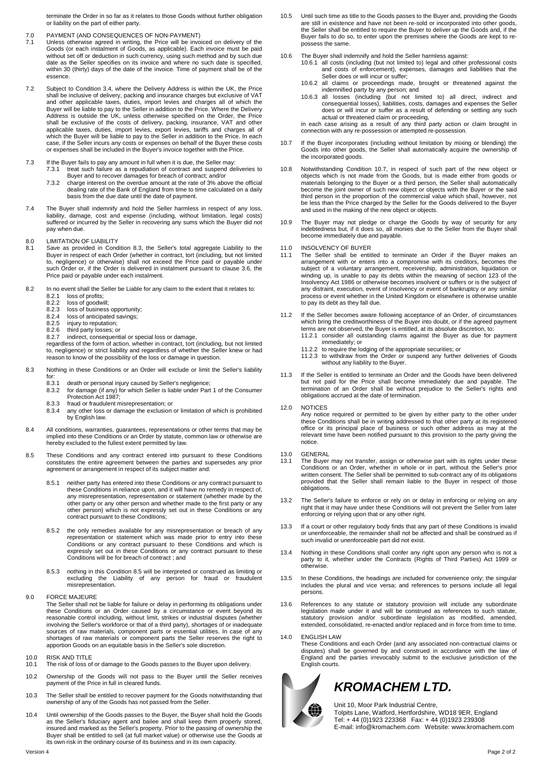terminate the Order in so far as it relates to those Goods without further obligation or liability on the part of either party.

7.0 PAYMENT (AND CONSEQUENCES OF NON-PAYMENT)

7.1 Unless otherwise agreed in writing, the Price will be invoiced on delivery of the Goods (or each instalment of Goods, as applicable). Each invoice must be paid without set off or deduction in such currency, using such method and by such due date as the Seller specifies on its invoice and where no such date is specified, within 30 (thirty) days of the date of the invoice. Time of payment shall be of the essence.

7.2 Subject to Condition 3.4, where the Delivery Address is within the UK, the Price shall be inclusive of delivery, packing and insurance charges but exclusive of VAT and other applicable taxes, duties, import levies and charges all of which the Buyer will be liable to pay to the Seller in addition to the Price. Where the Delivery Address is outside the UK, unless otherwise specified on the Order, the Price shall be exclusive of the costs of delivery, packing, insurance, VAT and other applicable taxes, duties, import levies, export levies, tariffs and charges all of which the Buyer will be liable to pay to the Seller in addition to the Price. In each case, if the Seller incurs any costs or expenses on behalf of the Buyer these costs or expenses shall be included in the Buyer's invoice together with the Price.

7.3 If the Buyer fails to pay any amount in full when it is due, the Seller may:

7.3.1 treat such failure as a repudiation of contract and suspend deliveries to Buyer and to recover damages for breach of contract; and/or

7.3.2 charge interest on the overdue amount at the rate of 3% above the official dealing rate of the Bank of England from time to time calculated on a daily basis from the due date until the date of payment.

7.4 The Buyer shall indemnify and hold the Seller harmless in respect of any loss, liability, damage, cost and expense (including, without limitation, legal costs) suffered or incurred by the Seller in recovering any sums which the Buyer did not pay when due.

8.0 LIMITATION OF LIABILITY

8.1 Save as provided in Condition 8.3, the Seller's total aggregate Liability to the Buyer in respect of each Order (whether in contract, tort (including, but not limited to, negligence) or otherwise) shall not exceed the Price paid or payable under such Order or, if the Order is delivered in instalment pursuant to clause 3.6, the Price paid or payable under each instalment.

8.2 In no event shall the Seller be Liable for any claim to the extent that it relates to:

8.2.1 loss of profits;

8.2.2 loss of goodwill;

8.2.3 loss of business opportunity;

8.2.4 loss of anticipated savings;

8.2.5 injury to reputation;

8.2.6 third party losses; or

8.2.7 indirect, consequential or special loss or damage,

regardless of the form of action, whether in contract, tort (including, but not limited to, negligence) or strict liability and regardless of whether the Seller knew or had reason to know of the possibility of the loss or damage in question.

8.3 Nothing in these Conditions or an Order will exclude or limit the Seller's liability for:

8.3.1 death or personal injury caused by Seller's negligence;

8.3.2 for damage (if any) for which Seller is liable under Part 1 of the Consumer Protection Act 1987;

8.3.3 fraud or fraudulent misrepresentation; or

8.3.4 any other loss or damage the exclusion or limitation of which is prohibited by English law.

8.4 All conditions, warranties, guarantees, representations or other terms that may be implied into these Conditions or an Order by statute, common law or otherwise are hereby excluded to the fullest extent permitted by law.

8.5 These Conditions and any contract entered into pursuant to these Conditions constitutes the entire agreement between the parties and supersedes any prior agreement or arrangement in respect of its subject matter and:

8.5.1 neither party has entered into these Conditions or any contract pursuant to these Conditions in reliance upon, and it will have no remedy in respect of, any misrepresentation, representation or statement (whether made by the other party or any other person and whether made to the first party or any other person) which is not expressly set out in these Conditions or any contract pursuant to these Conditions;

8.5.2 the only remedies available for any misrepresentation or breach of any representation or statement which was made prior to entry into these Conditions or any contract pursuant to these Conditions and which is expressly set out in these Conditions or any contract pursuant to these Conditions will be for breach of contract ; and

8.5.3 nothing in this Condition 8.5 will be interpreted or construed as limiting or excluding the Liability of any person for fraud or fraudulent misrepresentation.

9.0 FORCE MAJEURE

The Seller shall not be liable for failure or delay in performing its obligations under these Conditions or an Order caused by a circumstance or event beyond its reasonable control including, without limit, strikes or industrial disputes (whether involving the Seller's workforce or that of a third party), shortages of or inadequate sources of raw materials, component parts or essential utilities. In case of any shortages of raw materials or component parts the Seller reserves the right to apportion Goods on an equitable basis in the Seller's sole discretion.

10.0 RISK AND TITLE

10.1 The risk of loss of or damage to the Goods passes to the Buyer upon delivery.

10.2 Ownership of the Goods will not pass to the Buyer until the Seller receives payment of the Price in full in cleared funds.

10.3 The Seller shall be entitled to recover payment for the Goods notwithstanding that ownership of any of the Goods has not passed from the Seller.

10.4 Until ownership of the Goods passes to the Buyer, the Buyer shall hold the Goods as the Seller's fiduciary agent and bailee and shall keep them properly stored, insured and marked as the Seller's property. Prior to the passing of ownership the Buyer shall be entitled to sell (at full market value) or otherwise use the Goods at its own risk in the ordinary course of its business and in its own capacity.

10.5 Until such time as title to the Goods passes to the Buyer and, providing the Goods are still in existence and have not been re-sold or incorporated into other goods, the Seller shall be entitled to require the Buyer to deliver up the Goods and, if the Buyer fails to do so, to enter upon the premises where the Goods are kept to re-possess the same.

10.6 The Buyer shall indemnify and hold the Seller harmless against:

10.6.1 all costs (including (but not limited to) legal and other professional costs and costs of enforcement), expenses, damages and liabilities that the Seller does or will incur or suffer;

10.6.2 all claims or proceedings made, brought or threatened against the indemnified party by any person; and

10.6.3 all losses (including (but not limited to) all direct, indirect and consequential losses), liabilities, costs, damages and expenses the Seller does or will incur or suffer as a result of defending or settling any such actual or threatened claim or proceeding,

in each case arising as a result of any third party action or claim brought in connection with any re-possession or attempted re-possession.

10.7 If the Buyer incorporates (including without limitation by mixing or blending) the Goods into other goods, the Seller shall automatically acquire the ownership of the incorporated goods.

10.8 Notwithstanding Condition 10.7, in respect of such part of the new object or objects which is not made from the Goods, but is made either from goods or materials belonging to the Buyer or a third person, the Seller shall automatically become the joint owner of such new object or objects with the Buyer or the said third person in the proportion of the commercial value which shall, however, not be less than the Price charged by the Seller for the Goods delivered to the Buyer and used in the making of the new object or objects.

10.9 The Buyer may not pledge or charge the Goods by way of security for any indebtedness but, if it does so, all monies due to the Seller from the Buyer shall become immediately due and payable.

11.0 INSOLVENCY OF BUYER

11.1 The Seller shall be entitled to terminate an Order if the Buyer makes an arrangement with or enters into a compromise with its creditors, becomes the subject of a voluntary arrangement, receivership, administration, liquidation or winding up, is unable to pay its debts within the meaning of section 123 of the Insolvency Act 1986 or otherwise becomes insolvent or suffers or is the subject of any distraint, execution, event of insolvency or event of bankruptcy or any similar process or event whether in the United Kingdom or elsewhere is otherwise unable to pay its debt as they fall due.

11.2 If the Seller becomes aware following acceptance of an Order, of circumstances which bring the creditworthiness of the Buyer into doubt, or if the agreed payment terms are not observed, the Buyer is entitled, at its absolute discretion, to:

11.2.1 consider all outstanding claims against the Buyer as due for payment immediately; or

11.2.2 to require the lodging of the appropriate securities; or

11.2.3 to withdraw from the Order or suspend any further deliveries of Goods without any liability to the Buyer.

11.3 If the Seller is entitled to terminate an Order and the Goods have been delivered but not paid for the Price shall become immediately due and payable. The termination of an Order shall be without prejudice to the Seller's rights and obligations accrued at the date of termination.

12.0 NOTICES

Any notice required or permitted to be given by either party to the other under these Conditions shall be in writing addressed to that other party at its registered office or its principal place of business or such other address as may at the relevant time have been notified pursuant to this provision to the party giving the notice.

13.0 GENERAL

13.1 The Buyer may not transfer, assign or otherwise part with its rights under these Conditions or an Order, whether in whole or in part, without the Seller's prior written consent. The Seller shall be permitted to sub-contract any of its obligations provided that the Seller shall remain liable to the Buyer in respect of those obligations.

13.2 The Seller's failure to enforce or rely on or delay in enforcing or relying on any right that it may have under these Conditions will not prevent the Seller from later enforcing or relying upon that or any other right.

13.3 If a court or other regulatory body finds that any part of these Conditions is invalid or unenforceable, the remainder shall not be affected and shall be construed as if such invalid or unenforceable part did not exist.

13.4 Nothing in these Conditions shall confer any right upon any person who is not a party to it, whether under the Contracts (Rights of Third Parties) Act 1999 or otherwise.

13.5 In these Conditions, the headings are included for convenience only; the singular includes the plural and vice versa; and references to persons include all legal persons.

13.6 References to any statute or statutory provision will include any subordinate legislation made under it and will be construed as references to such statute, statutory provision and/or subordinate legislation as modified, amended, extended, consolidated, re-enacted and/or replaced and in force from time to time.

14.0 ENGLISH LAW

These Conditions and each Order (and any associated non-contractual claims or disputes) shall be governed by and construed in accordance with the law of England and the parties irrevocably submit to the exclusive jurisdiction of the English courts.

## *KROMACHEM LTD.*

Unit 10, Moor Park Industrial Centre,
Tolpits Lane, Watford, Hertfordshire, WD18 9ER, England
Tel: + 44 (0)1923 223368 Fax: + 44 (0)1923 239308
E-mail: info@kromachem.com Website: www.kromachem.com

Version 4